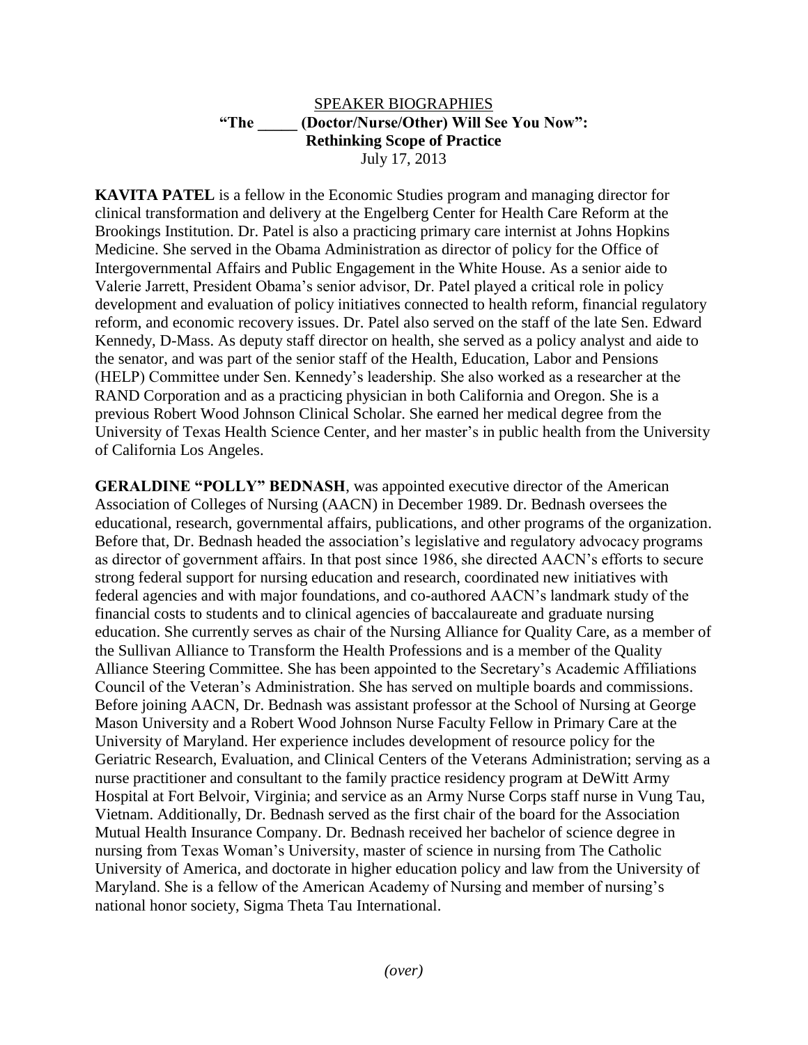# SPEAKER BIOGRAPHIES

## "The _____ (Doctor/Nurse/Other) Will See You Now": Rethinking Scope of Practice

July 17, 2013

**KAVITA PATEL** is a fellow in the Economic Studies program and managing director for clinical transformation and delivery at the Engelberg Center for Health Care Reform at the Brookings Institution. Dr. Patel is also a practicing primary care internist at Johns Hopkins Medicine. She served in the Obama Administration as director of policy for the Office of Intergovernmental Affairs and Public Engagement in the White House. As a senior aide to Valerie Jarrett, President Obama's senior advisor, Dr. Patel played a critical role in policy development and evaluation of policy initiatives connected to health reform, financial regulatory reform, and economic recovery issues. Dr. Patel also served on the staff of the late Sen. Edward Kennedy, D-Mass. As deputy staff director on health, she served as a policy analyst and aide to the senator, and was part of the senior staff of the Health, Education, Labor and Pensions (HELP) Committee under Sen. Kennedy's leadership. She also worked as a researcher at the RAND Corporation and as a practicing physician in both California and Oregon. She is a previous Robert Wood Johnson Clinical Scholar. She earned her medical degree from the University of Texas Health Science Center, and her master's in public health from the University of California Los Angeles.

**GERALDINE "POLLY" BEDNASH**, was appointed executive director of the American Association of Colleges of Nursing (AACN) in December 1989. Dr. Bednash oversees the educational, research, governmental affairs, publications, and other programs of the organization. Before that, Dr. Bednash headed the association's legislative and regulatory advocacy programs as director of government affairs. In that post since 1986, she directed AACN's efforts to secure strong federal support for nursing education and research, coordinated new initiatives with federal agencies and with major foundations, and co-authored AACN's landmark study of the financial costs to students and to clinical agencies of baccalaureate and graduate nursing education. She currently serves as chair of the Nursing Alliance for Quality Care, as a member of the Sullivan Alliance to Transform the Health Professions and is a member of the Quality Alliance Steering Committee. She has been appointed to the Secretary's Academic Affiliations Council of the Veteran's Administration. She has served on multiple boards and commissions. Before joining AACN, Dr. Bednash was assistant professor at the School of Nursing at George Mason University and a Robert Wood Johnson Nurse Faculty Fellow in Primary Care at the University of Maryland. Her experience includes development of resource policy for the Geriatric Research, Evaluation, and Clinical Centers of the Veterans Administration; serving as a nurse practitioner and consultant to the family practice residency program at DeWitt Army Hospital at Fort Belvoir, Virginia; and service as an Army Nurse Corps staff nurse in Vung Tau, Vietnam. Additionally, Dr. Bednash served as the first chair of the board for the Association Mutual Health Insurance Company. Dr. Bednash received her bachelor of science degree in nursing from Texas Woman's University, master of science in nursing from The Catholic University of America, and doctorate in higher education policy and law from the University of Maryland. She is a fellow of the American Academy of Nursing and member of nursing's national honor society, Sigma Theta Tau International.

*(over)*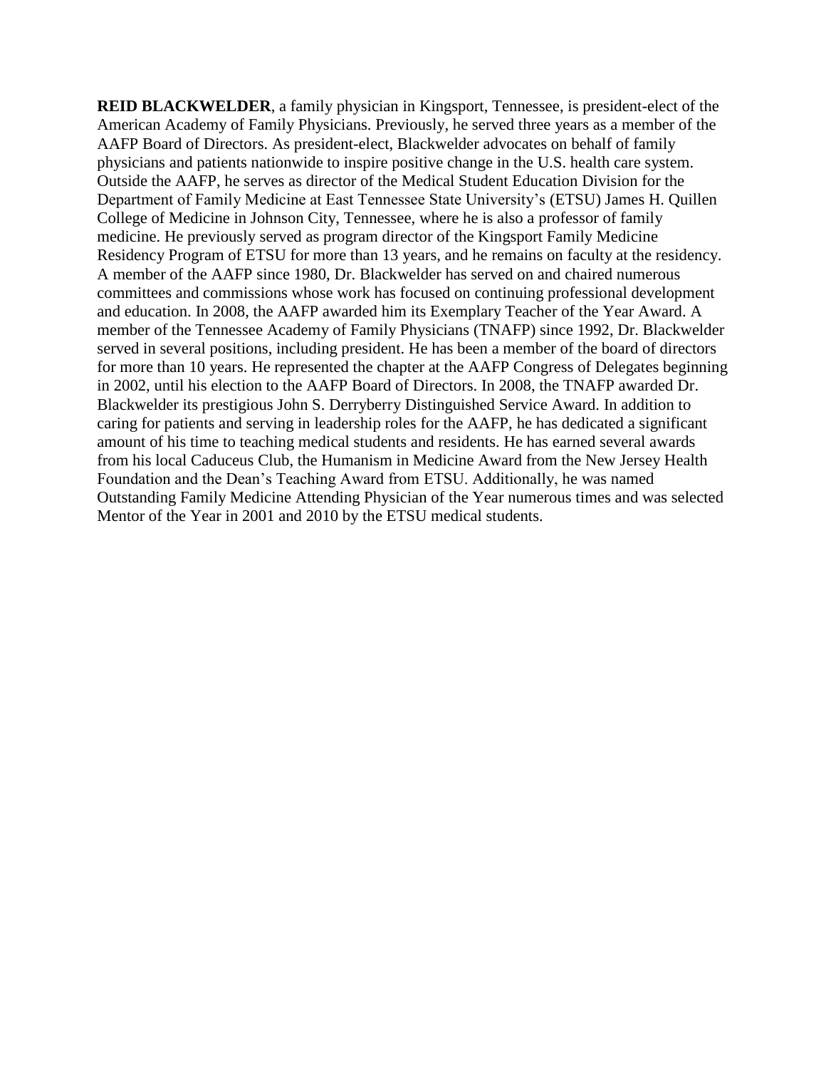**REID BLACKWELDER**, a family physician in Kingsport, Tennessee, is president-elect of the American Academy of Family Physicians. Previously, he served three years as a member of the AAFP Board of Directors. As president-elect, Blackwelder advocates on behalf of family physicians and patients nationwide to inspire positive change in the U.S. health care system. Outside the AAFP, he serves as director of the Medical Student Education Division for the Department of Family Medicine at East Tennessee State University's (ETSU) James H. Quillen College of Medicine in Johnson City, Tennessee, where he is also a professor of family medicine. He previously served as program director of the Kingsport Family Medicine Residency Program of ETSU for more than 13 years, and he remains on faculty at the residency. A member of the AAFP since 1980, Dr. Blackwelder has served on and chaired numerous committees and commissions whose work has focused on continuing professional development and education. In 2008, the AAFP awarded him its Exemplary Teacher of the Year Award. A member of the Tennessee Academy of Family Physicians (TNAFP) since 1992, Dr. Blackwelder served in several positions, including president. He has been a member of the board of directors for more than 10 years. He represented the chapter at the AAFP Congress of Delegates beginning in 2002, until his election to the AAFP Board of Directors. In 2008, the TNAFP awarded Dr. Blackwelder its prestigious John S. Derryberry Distinguished Service Award. In addition to caring for patients and serving in leadership roles for the AAFP, he has dedicated a significant amount of his time to teaching medical students and residents. He has earned several awards from his local Caduceus Club, the Humanism in Medicine Award from the New Jersey Health Foundation and the Dean's Teaching Award from ETSU. Additionally, he was named Outstanding Family Medicine Attending Physician of the Year numerous times and was selected Mentor of the Year in 2001 and 2010 by the ETSU medical students.